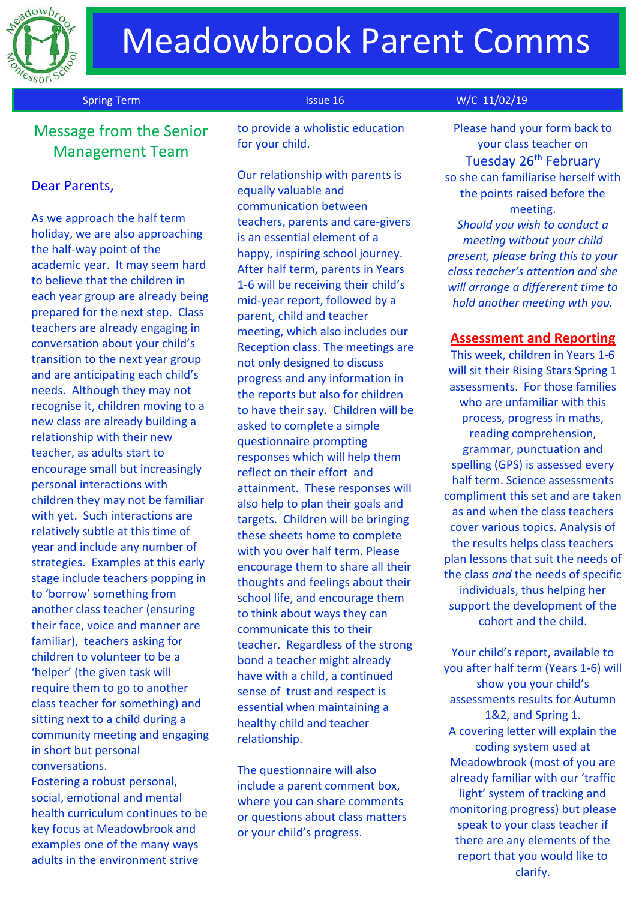# Meadowbrook Parent Comms

Spring Term | Issue 16 | W/C 11/02/19

## Message from the Senior Management Team

Dear Parents,

As we approach the half term holiday, we are also approaching the half-way point of the academic year. It may seem hard to believe that the children in each year group are already being prepared for the next step. Class teachers are already engaging in conversation about your child's transition to the next year group and are anticipating each child's needs. Although they may not recognise it, children moving to a new class are already building a relationship with their new teacher, as adults start to encourage small but increasingly personal interactions with children they may not be familiar with yet. Such interactions are relatively subtle at this time of year and include any number of strategies. Examples at this early stage include teachers popping in to 'borrow' something from another class teacher (ensuring their face, voice and manner are familiar), teachers asking for children to volunteer to be a 'helper' (the given task will require them to go to another class teacher for something) and sitting next to a child during a community meeting and engaging in short but personal conversations.

Fostering a robust personal, social, emotional and mental health curriculum continues to be key focus at Meadowbrook and examples one of the many ways adults in the environment strive to provide a wholistic education for your child.

Our relationship with parents is equally valuable and communication between teachers, parents and care-givers is an essential element of a happy, inspiring school journey. After half term, parents in Years 1-6 will be receiving their child's mid-year report, followed by a parent, child and teacher meeting, which also includes our Reception class. The meetings are not only designed to discuss progress and any information in the reports but also for children to have their say. Children will be asked to complete a simple questionnaire prompting responses which will help them reflect on their effort and attainment. These responses will also help to plan their goals and targets. Children will be bringing these sheets home to complete with you over half term. Please encourage them to share all their thoughts and feelings about their school life, and encourage them to think about ways they can communicate this to their teacher. Regardless of the strong bond a teacher might already have with a child, a continued sense of trust and respect is essential when maintaining a healthy child and teacher relationship.

The questionnaire will also include a parent comment box, where you can share comments or questions about class matters or your child's progress.

Please hand your form back to your class teacher on

Tuesday 26th February

so she can familiarise herself with the points raised before the meeting.

*Should you wish to conduct a meeting without your child present, please bring this to your class teacher's attention and she will arrange a differerent time to hold another meeting wth you.*

## Assessment and Reporting

This week, children in Years 1-6 will sit their Rising Stars Spring 1 assessments. For those families who are unfamiliar with this process, progress in maths, reading comprehension, grammar, punctuation and spelling (GPS) is assessed every half term. Science assessments compliment this set and are taken as and when the class teachers cover various topics. Analysis of the results helps class teachers plan lessons that suit the needs of the class *and* the needs of specific individuals, thus helping her support the development of the cohort and the child.

Your child's report, available to you after half term (Years 1-6) will show you your child's assessments results for Autumn 1&2, and Spring 1.

A covering letter will explain the coding system used at Meadowbrook (most of you are already familiar with our 'traffic light' system of tracking and monitoring progress) but please speak to your class teacher if there are any elements of the report that you would like to clarify.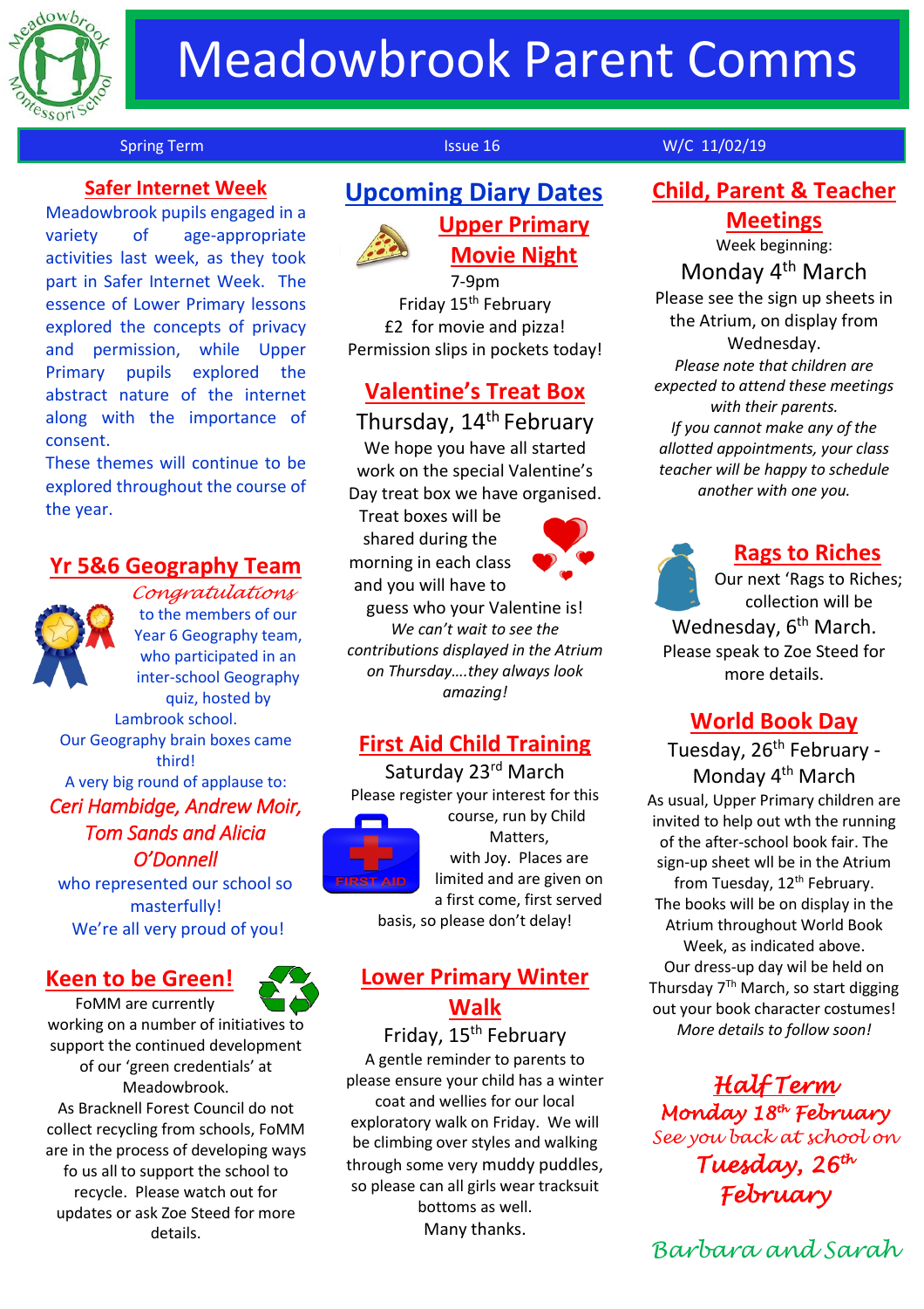# Meadowbrook Parent Comms

Spring Term | Issue 16 | W/C 11/02/19

## Safer Internet Week

Meadowbrook pupils engaged in a variety of age-appropriate activities last week, as they took part in Safer Internet Week. The essence of Lower Primary lessons explored the concepts of privacy and permission, while Upper Primary pupils explored the abstract nature of the internet along with the importance of consent.

These themes will continue to be explored throughout the course of the year.

## Yr 5&6 Geography Team

*Congratulations* to the members of our Year 6 Geography team, who participated in an inter-school Geography quiz, hosted by Lambrook school.

Our Geography brain boxes came third!

A very big round of applause to:

*Ceri Hambidge, Andrew Moir, Tom Sands and Alicia O'Donnell*

who represented our school so masterfully!

We're all very proud of you!

## Keen to be Green!

FoMM are currently working on a number of initiatives to support the continued development of our 'green credentials' at Meadowbrook.

As Bracknell Forest Council do not collect recycling from schools, FoMM are in the process of developing ways fo us all to support the school to recycle. Please watch out for updates or ask Zoe Steed for more details.

## Upcoming Diary Dates

### Upper Primary Movie Night

7-9pm

Friday 15th February

£2 for movie and pizza!

Permission slips in pockets today!

### Valentine's Treat Box

Thursday, 14th February

We hope you have all started work on the special Valentine's Day treat box we have organised. Treat boxes will be shared during the morning in each class and you will have to guess who your Valentine is!

*We can't wait to see the contributions displayed in the Atrium on Thursday….they always look amazing!*

### First Aid Child Training

Saturday 23rd March

Please register your interest for this course, run by Child Matters, with Joy. Places are limited and are given on a first come, first served basis, so please don't delay!

### Lower Primary Winter Walk

Friday, 15th February

A gentle reminder to parents to please ensure your child has a winter coat and wellies for our local exploratory walk on Friday. We will be climbing over styles and walking through some very muddy puddles, so please can all girls wear tracksuit bottoms as well.

Many thanks.

## Child, Parent & Teacher Meetings

Week beginning:

Monday 4th March

Please see the sign up sheets in the Atrium, on display from Wednesday.

*Please note that children are expected to attend these meetings with their parents.*

*If you cannot make any of the allotted appointments, your class teacher will be happy to schedule another with one you.*

## Rags to Riches

Our next 'Rags to Riches; collection will be Wednesday, 6th March.

Please speak to Zoe Steed for more details.

## World Book Day

Tuesday, 26th February - Monday 4th March

As usual, Upper Primary children are invited to help out wth the running of the after-school book fair. The sign-up sheet wll be in the Atrium from Tuesday, 12th February.

The books will be on display in the Atrium throughout World Book Week, as indicated above.

Our dress-up day wil be held on Thursday 7Th March, so start digging out your book character costumes!

*More details to follow soon!*

## *Half Term*

*Monday 18th February*

*See you back at school on*

*Tuesday, 26th February*

*Barbara and Sarah*